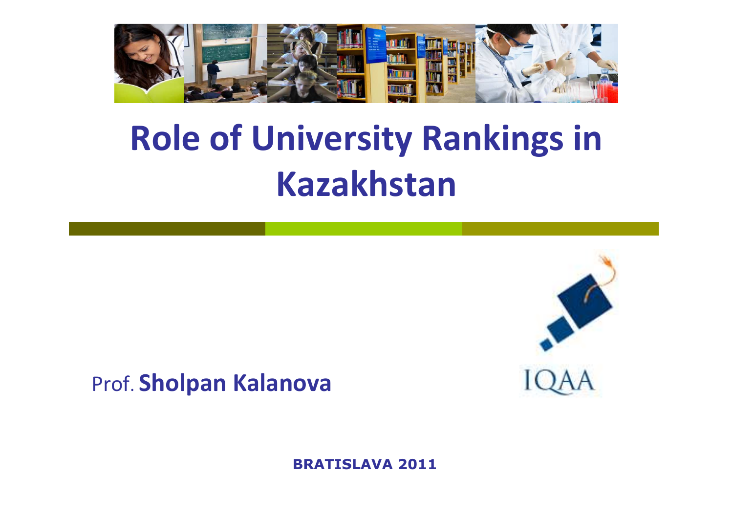# Role of University Rankings in Kazakhstan

Prof. **Sholpan Kalanova**

IQAA

**BRATISLAVA 2011**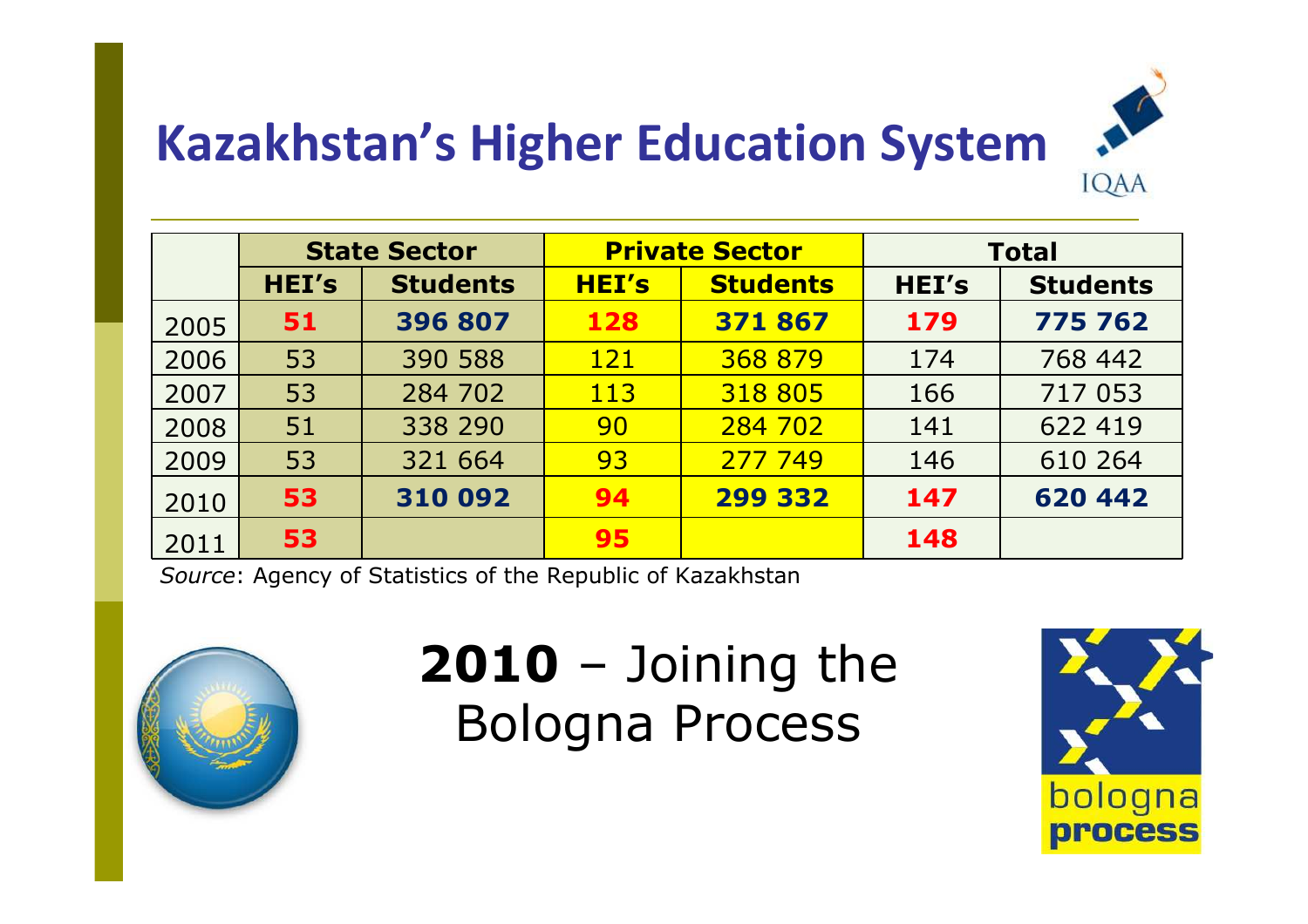# Kazakhstan's Higher Education System

| | State Sector | | Private Sector | | Total | |
|---|---|---|---|---|---|---|
| | HEI's | Students | HEI's | Students | HEI's | Students |
| 2005 | **51** | **396 807** | **128** | **371 867** | **179** | **775 762** |
| 2006 | 53 | 390 588 | 121 | 368 879 | 174 | 768 442 |
| 2007 | 53 | 284 702 | 113 | 318 805 | 166 | 717 053 |
| 2008 | 51 | 338 290 | 90 | 284 702 | 141 | 622 419 |
| 2009 | 53 | 321 664 | 93 | 277 749 | 146 | 610 264 |
| 2010 | **53** | **310 092** | **94** | **299 332** | **147** | **620 442** |
| 2011 | **53** | | **95** | | **148** | |

*Source*: Agency of Statistics of the Republic of Kazakhstan

**2010** – Joining the Bologna Process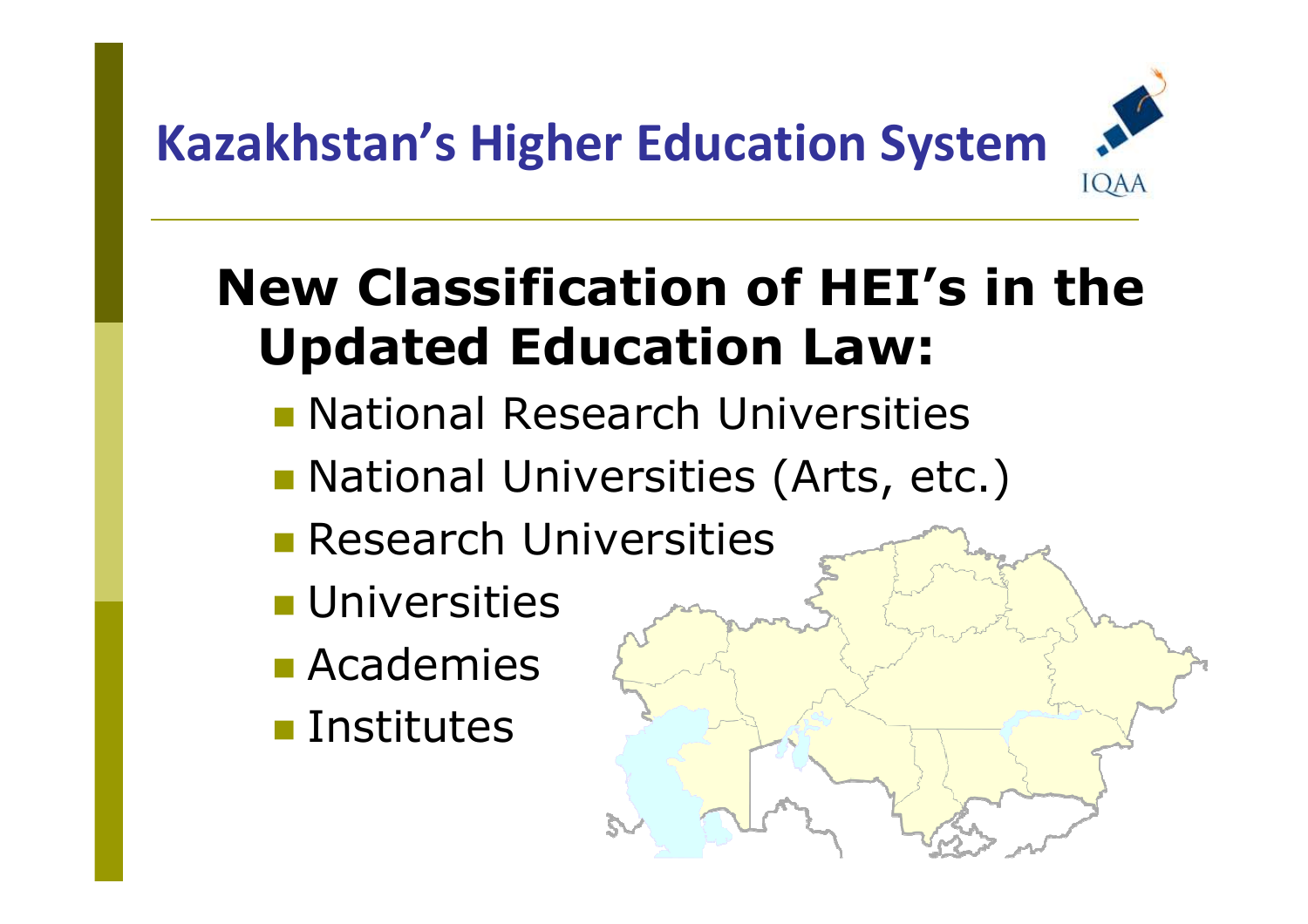# Kazakhstan's Higher Education System

## New Classification of HEI's in the Updated Education Law:

- National Research Universities
- National Universities (Arts, etc.)
- Research Universities
- Universities
- Academies
- Institutes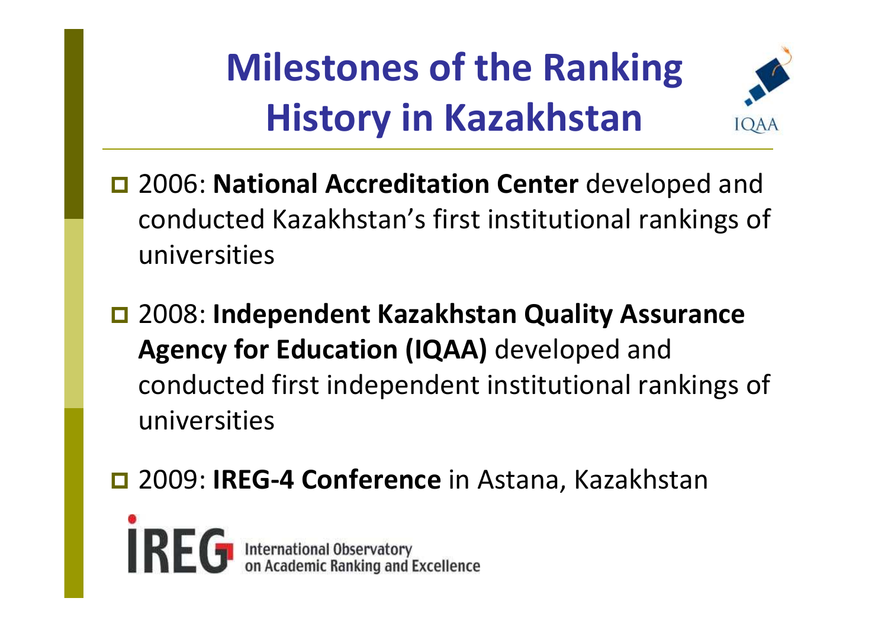# Milestones of the Ranking History in Kazakhstan

- 2006: **National Accreditation Center** developed and conducted Kazakhstan's first institutional rankings of universities
- 2008: **Independent Kazakhstan Quality Assurance Agency for Education (IQAA)** developed and conducted first independent institutional rankings of universities
- 2009: **IREG-4 Conference** in Astana, Kazakhstan

IREG International Observatory on Academic Ranking and Excellence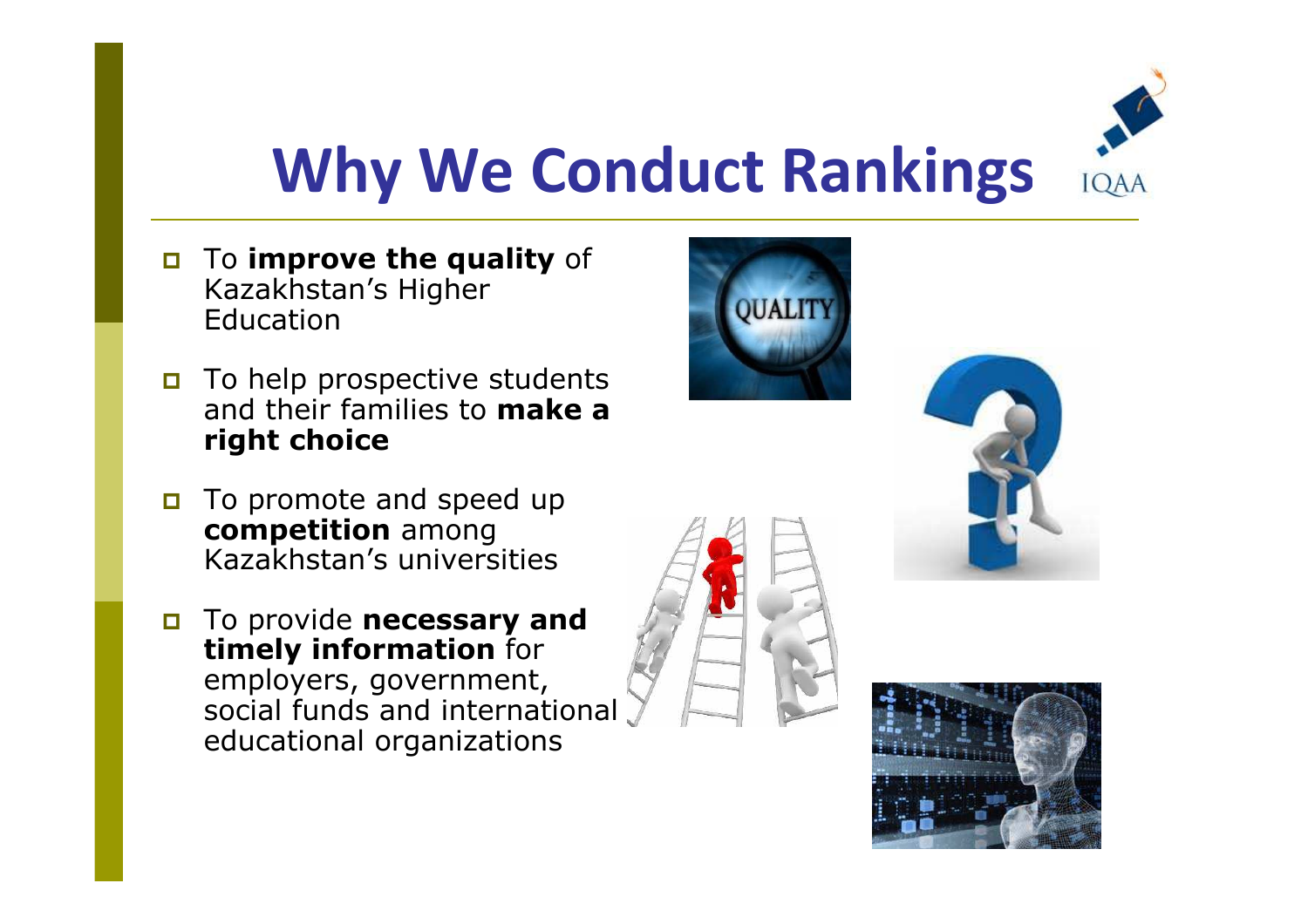# Why We Conduct Rankings

- To **improve the quality** of Kazakhstan's Higher Education
- To help prospective students and their families to **make a right choice**
- To promote and speed up **competition** among Kazakhstan's universities
- To provide **necessary and timely information** for employers, government, social funds and international educational organizations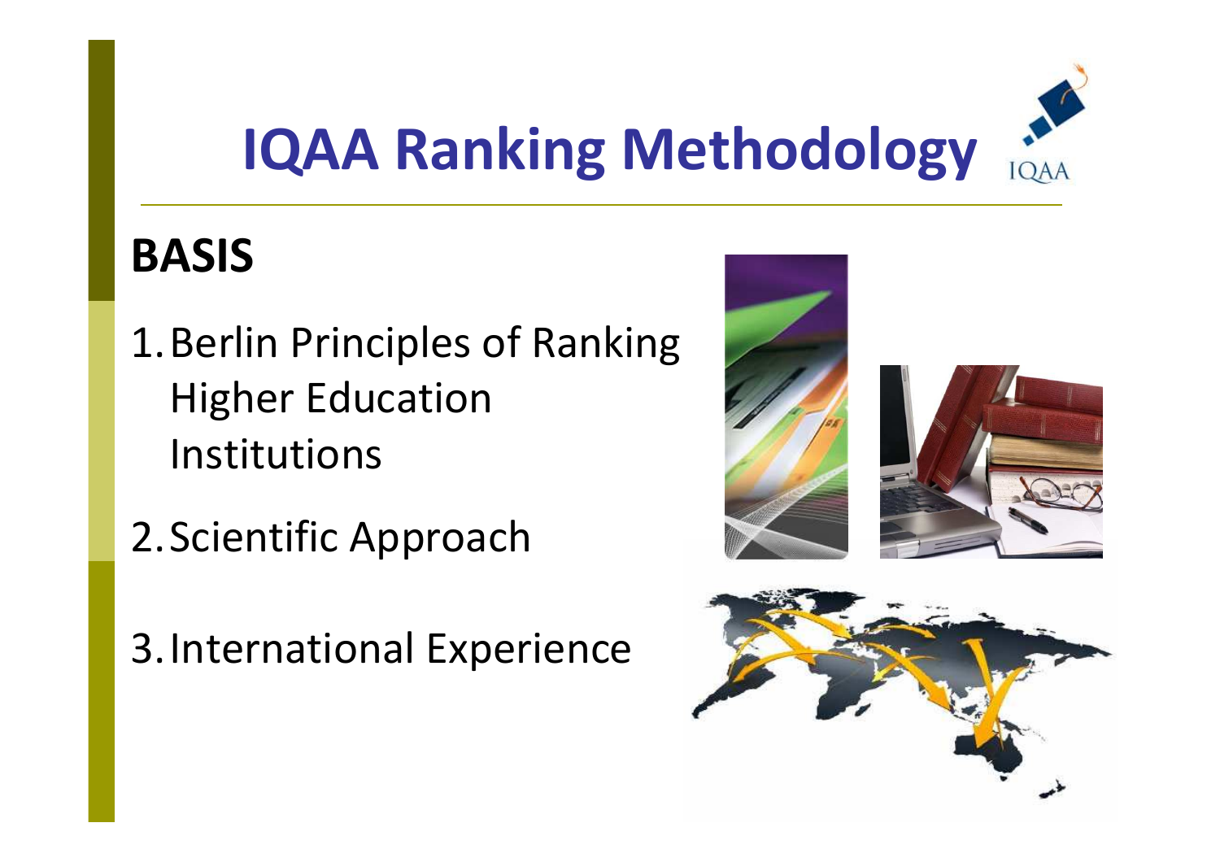# IQAA Ranking Methodology

## BASIS

1. Berlin Principles of Ranking Higher Education Institutions
2. Scientific Approach
3. International Experience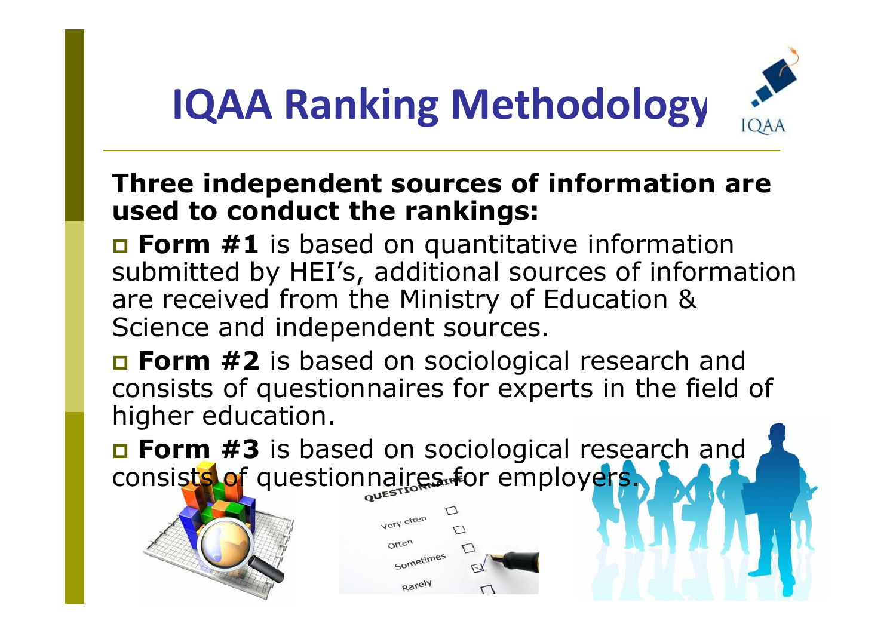# IQAA Ranking Methodology

**Three independent sources of information are used to conduct the rankings:**

- **Form #1** is based on quantitative information submitted by HEI's, additional sources of information are received from the Ministry of Education & Science and independent sources.
- **Form #2** is based on sociological research and consists of questionnaires for experts in the field of higher education.
- **Form #3** is based on sociological research and consists of questionnaires for employers.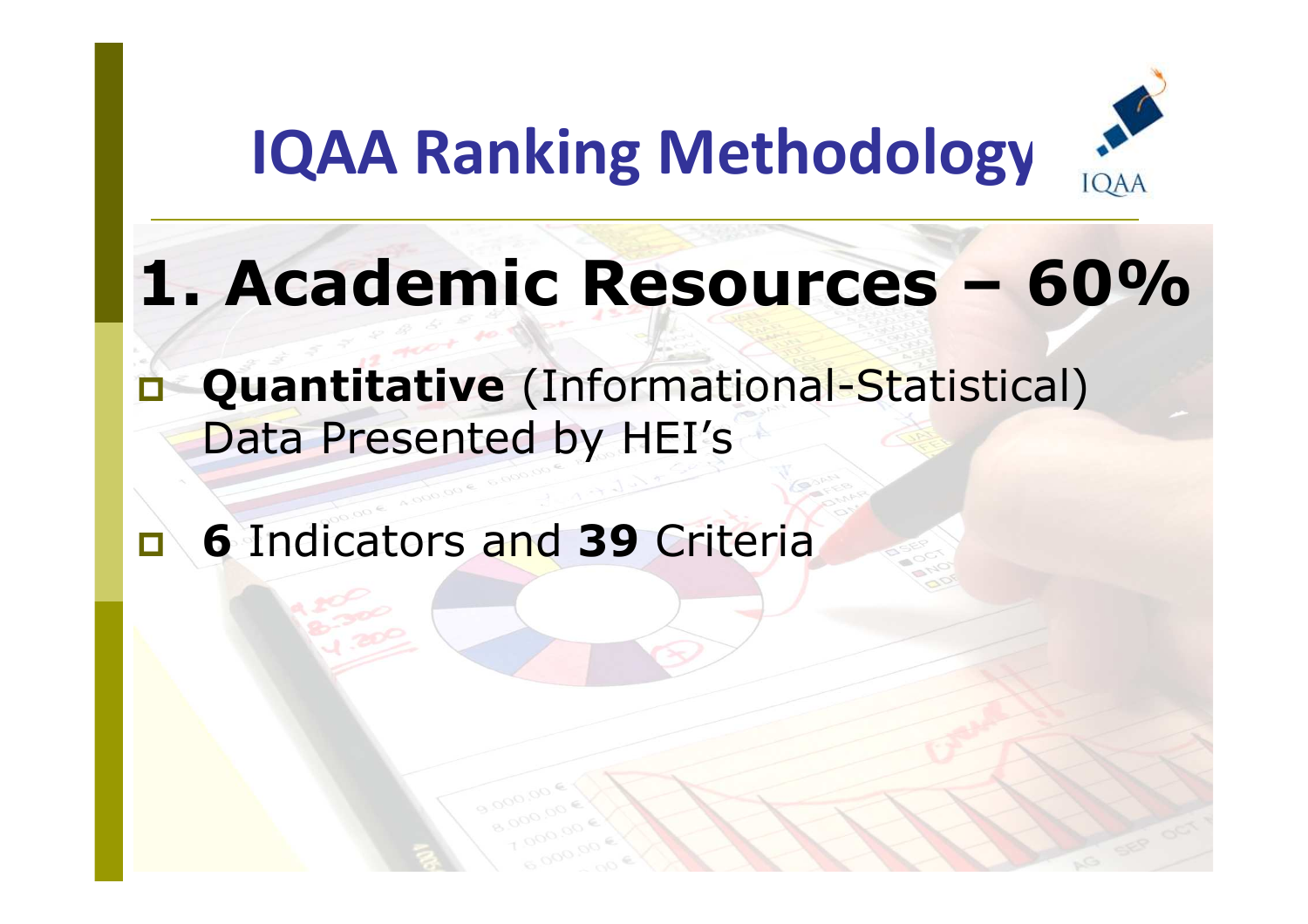# IQAA Ranking Methodology

## 1. Academic Resources – 60%

- **Quantitative** (Informational-Statistical) Data Presented by HEI's
- **6** Indicators and **39** Criteria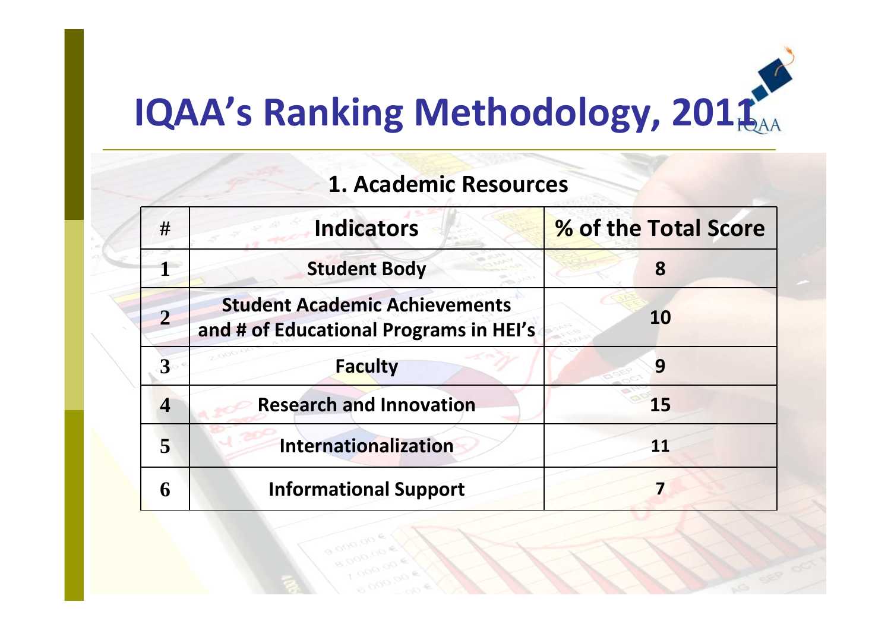# IQAA's Ranking Methodology, 2011

## 1. Academic Resources

| # | Indicators | % of the Total Score |
|---|---|---|
| 1 | Student Body | 8 |
| 2 | Student Academic Achievements and # of Educational Programs in HEI's | 10 |
| 3 | Faculty | 9 |
| 4 | Research and Innovation | 15 |
| 5 | Internationalization | 11 |
| 6 | Informational Support | 7 |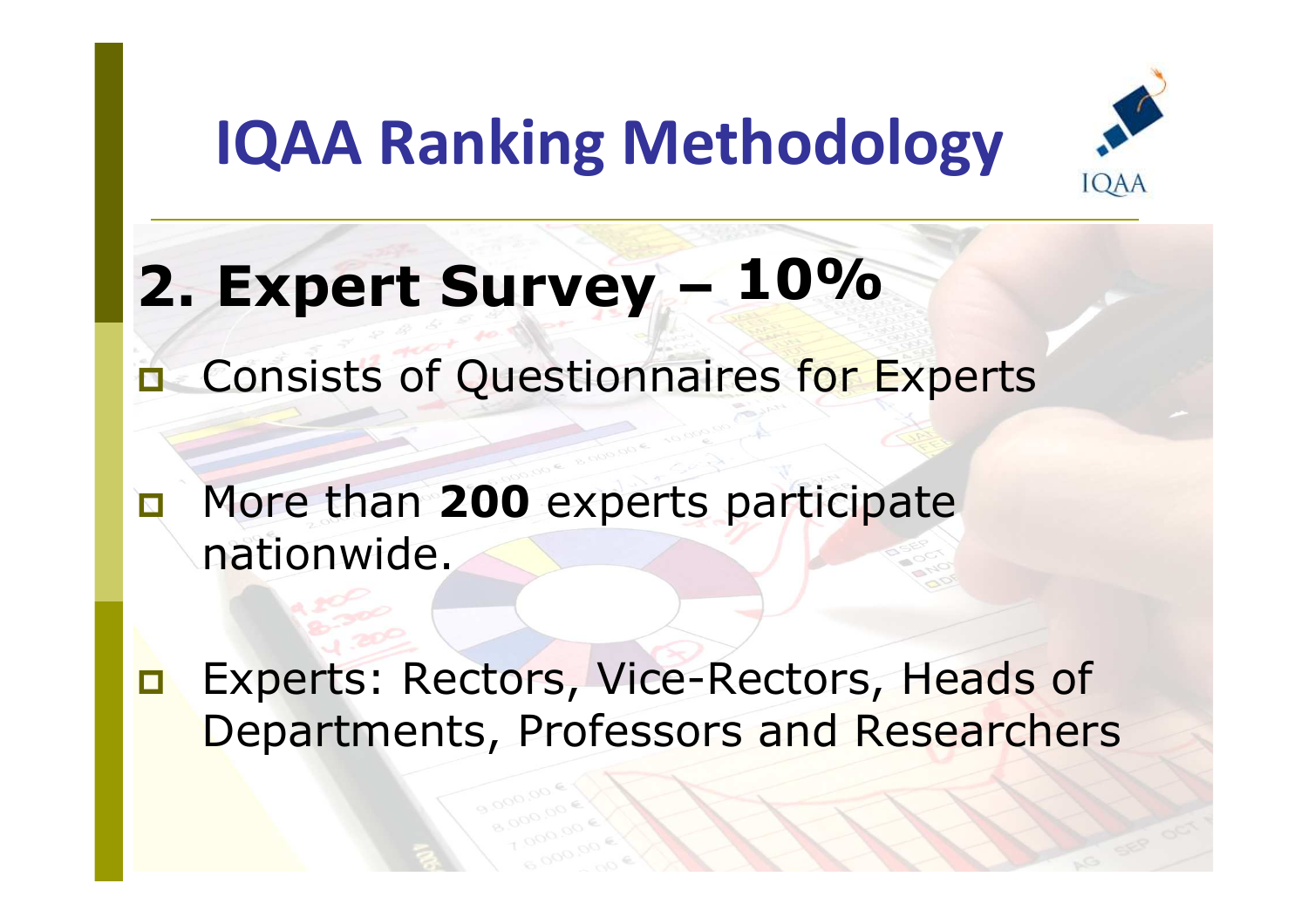# IQAA Ranking Methodology

## 2. Expert Survey – 10%

- Consists of Questionnaires for Experts
- More than **200** experts participate nationwide.
- Experts: Rectors, Vice-Rectors, Heads of Departments, Professors and Researchers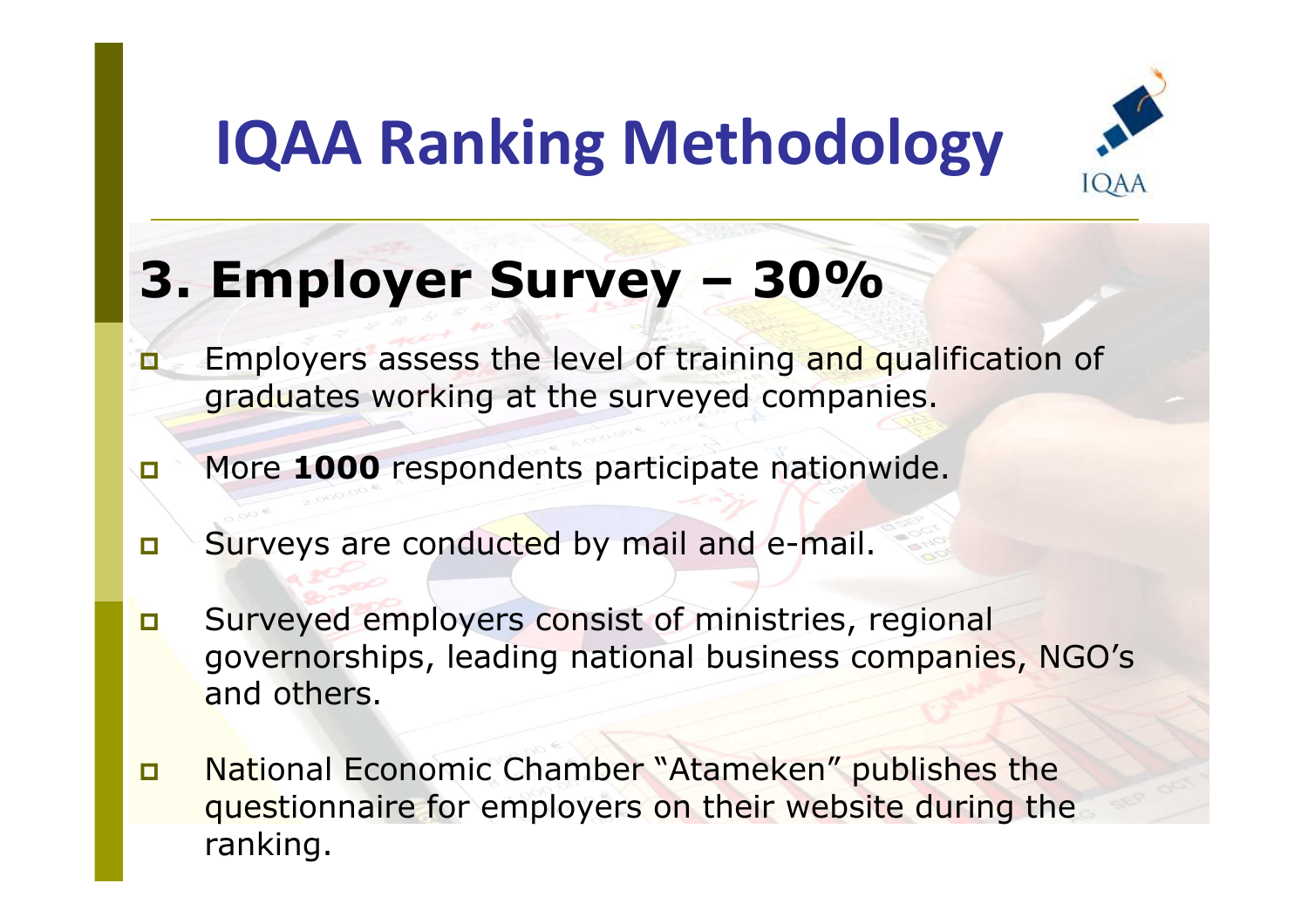# IQAA Ranking Methodology

## 3. Employer Survey – 30%

- Employers assess the level of training and qualification of graduates working at the surveyed companies.
- More **1000** respondents participate nationwide.
- Surveys are conducted by mail and e-mail.
- Surveyed employers consist of ministries, regional governorships, leading national business companies, NGO's and others.
- National Economic Chamber "Atameken" publishes the questionnaire for employers on their website during the ranking.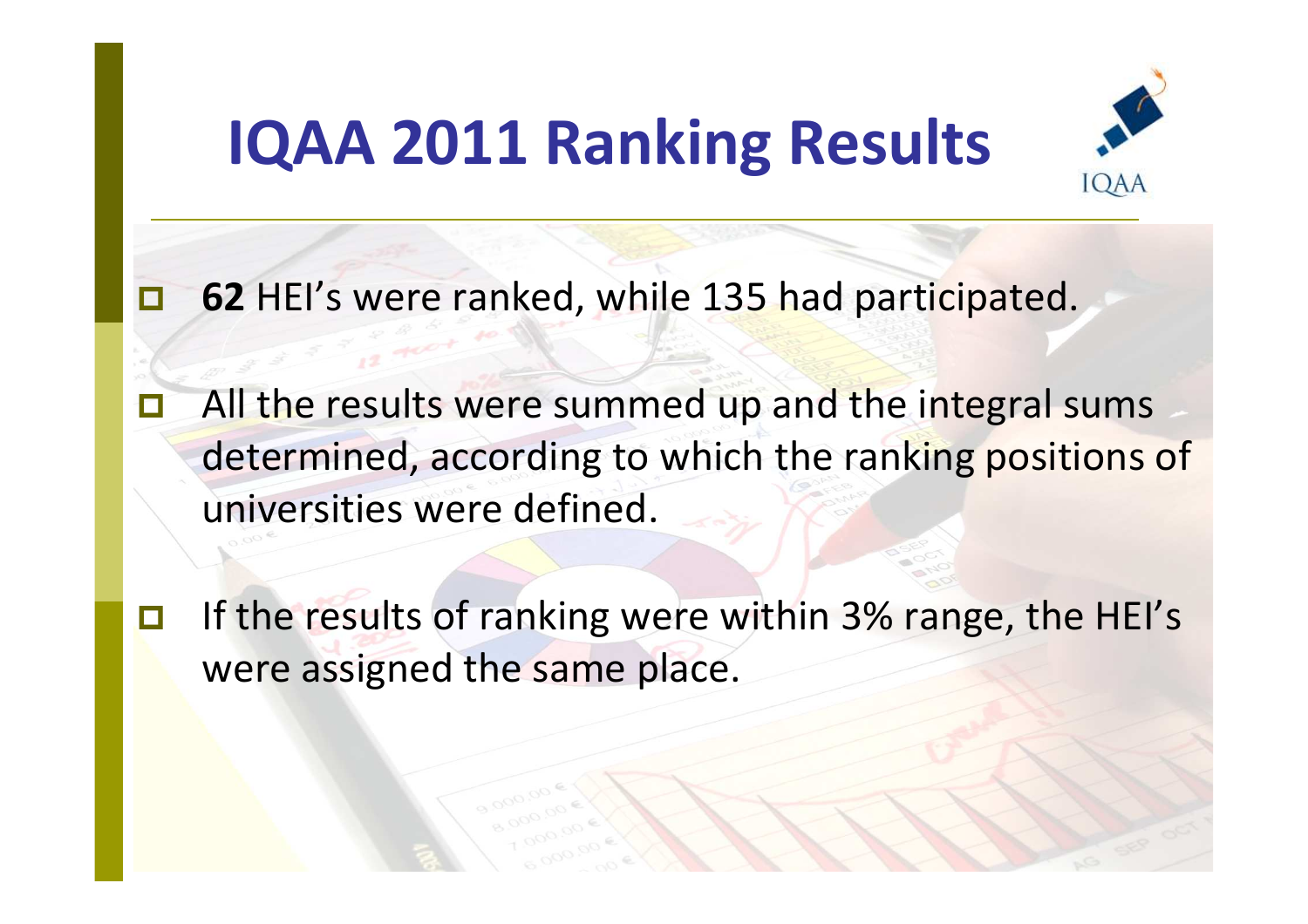# IQAA 2011 Ranking Results

- **62** HEI's were ranked, while 135 had participated.
- All the results were summed up and the integral sums determined, according to which the ranking positions of universities were defined.
- If the results of ranking were within 3% range, the HEI's were assigned the same place.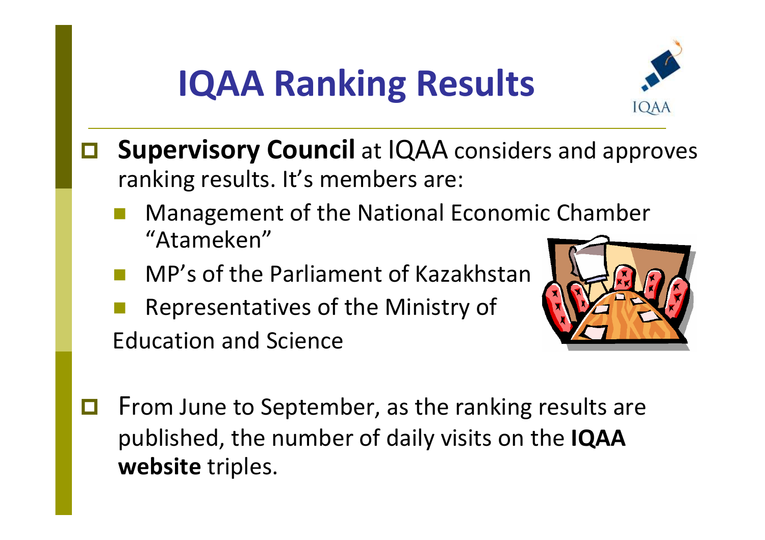# IQAA Ranking Results

- **Supervisory Council** at IQAA considers and approves ranking results. It's members are:
  - Management of the National Economic Chamber "Atameken"
  - MP's of the Parliament of Kazakhstan
  - Representatives of the Ministry of Education and Science
- From June to September, as the ranking results are published, the number of daily visits on the **IQAA website** triples.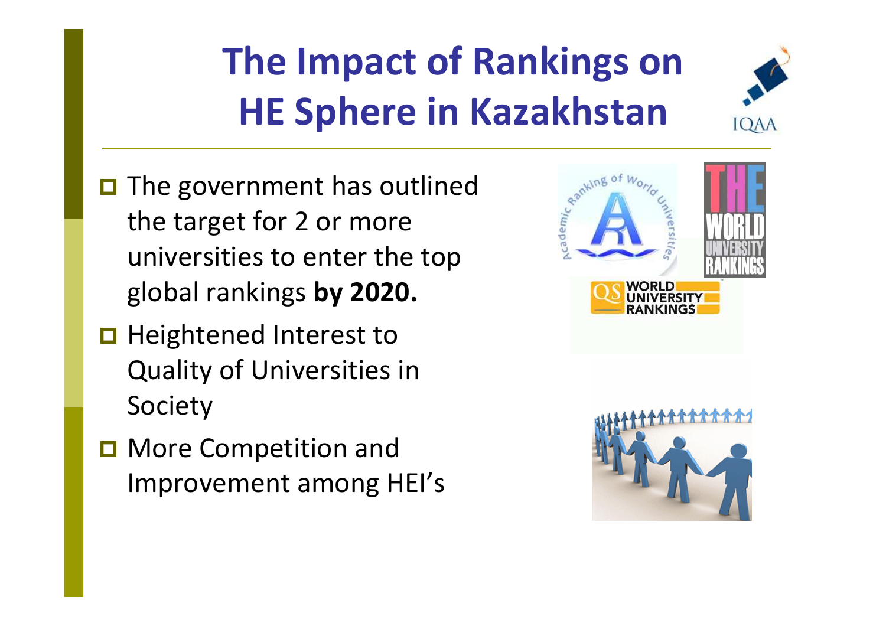# The Impact of Rankings on HE Sphere in Kazakhstan

- The government has outlined the target for 2 or more universities to enter the top global rankings **by 2020.**
- Heightened Interest to Quality of Universities in Society
- More Competition and Improvement among HEI's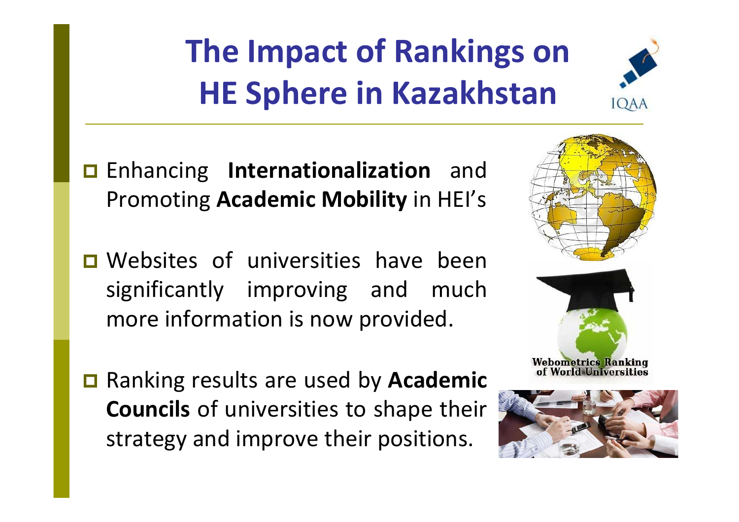# The Impact of Rankings on HE Sphere in Kazakhstan

- Enhancing **Internationalization** and Promoting **Academic Mobility** in HEI's
- Websites of universities have been significantly improving and much more information is now provided.
- Ranking results are used by **Academic Councils** of universities to shape their strategy and improve their positions.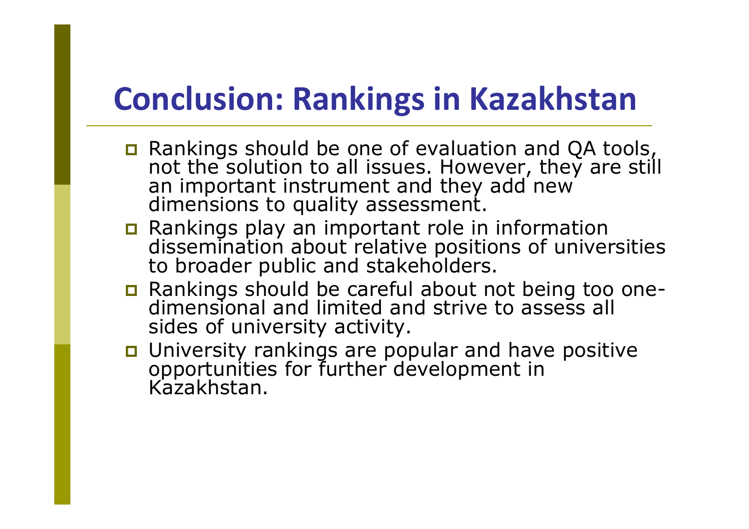# Conclusion: Rankings in Kazakhstan

- Rankings should be one of evaluation and QA tools, not the solution to all issues. However, they are still an important instrument and they add new dimensions to quality assessment.
- Rankings play an important role in information dissemination about relative positions of universities to broader public and stakeholders.
- Rankings should be careful about not being too one-dimensional and limited and strive to assess all sides of university activity.
- University rankings are popular and have positive opportunities for further development in Kazakhstan.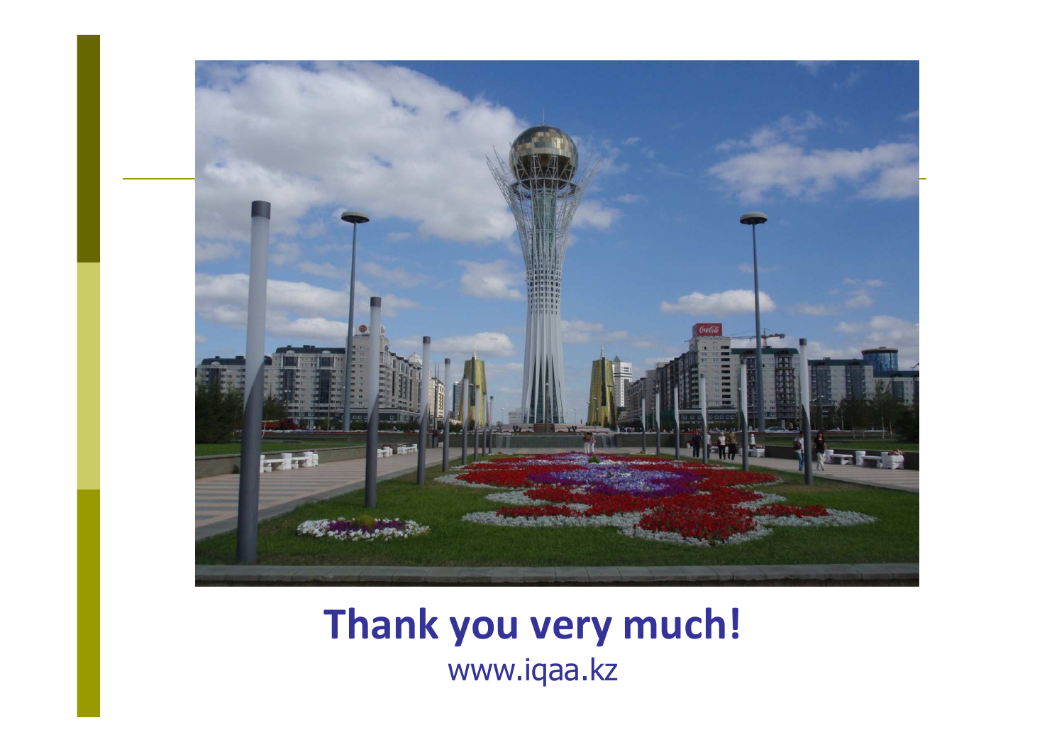**Thank you very much!**

www.iqaa.kz